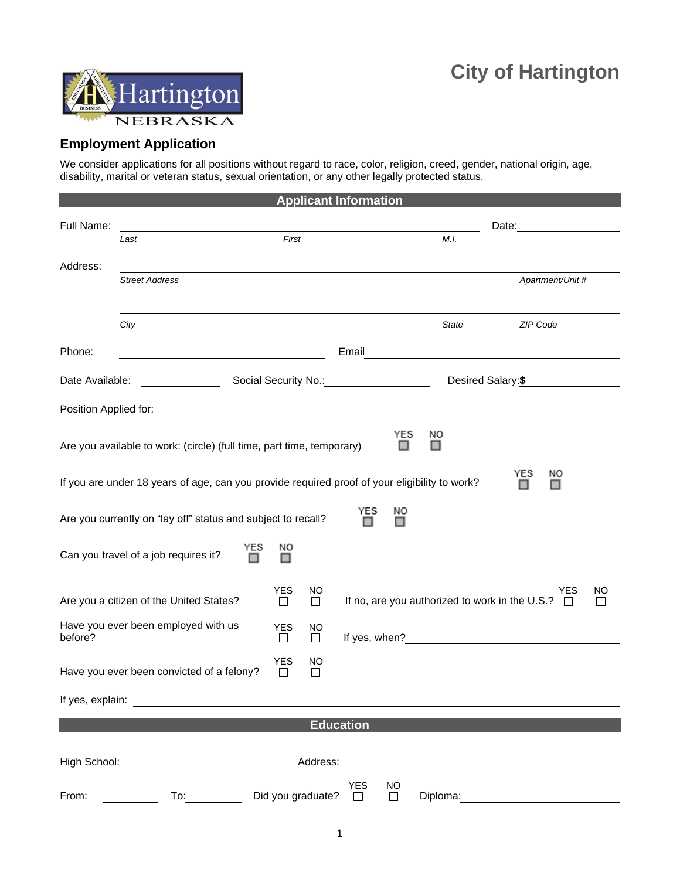# City of Hartington

## Employment Application

We consider applications for all positions without regard to race, color, religion, creed, gender, national origin, age, disability, marital or veteran status, sexual orientation, or any other legally protected status.

### Applicant Information

Full Name: ______________________________________________ Date: ______________

*Last* *First* *M.I.*

Address: ________________________________________________________________

*Street Address* *Apartment/Unit #*

________________________________________________________________

*City* *State* *ZIP Code*

Phone: ______________________ Email ______________________________

Date Available: __________ Social Security No.: ______________ Desired Salary: **$** ______________

Position Applied for: ________________________________________________________________

Are you available to work: (circle) (full time, part time, temporary) YES ☐ NO ☐

If you are under 18 years of age, can you provide required proof of your eligibility to work? YES ☐ NO ☐

Are you currently on "lay off" status and subject to recall? YES ☐ NO ☐

Can you travel of a job requires it? YES ☐ NO ☐

Are you a citizen of the United States? YES ☐ NO ☐ If no, are you authorized to work in the U.S.? YES ☐ NO ☐

Have you ever been employed with us before? YES ☐ NO ☐ If yes, when? ______________________

Have you ever been convicted of a felony? YES ☐ NO ☐

If yes, explain: ________________________________________________________________

### Education

High School: ______________________ Address: ______________________________

From: __________ To: __________ Did you graduate? YES ☐ NO ☐ Diploma: ______________________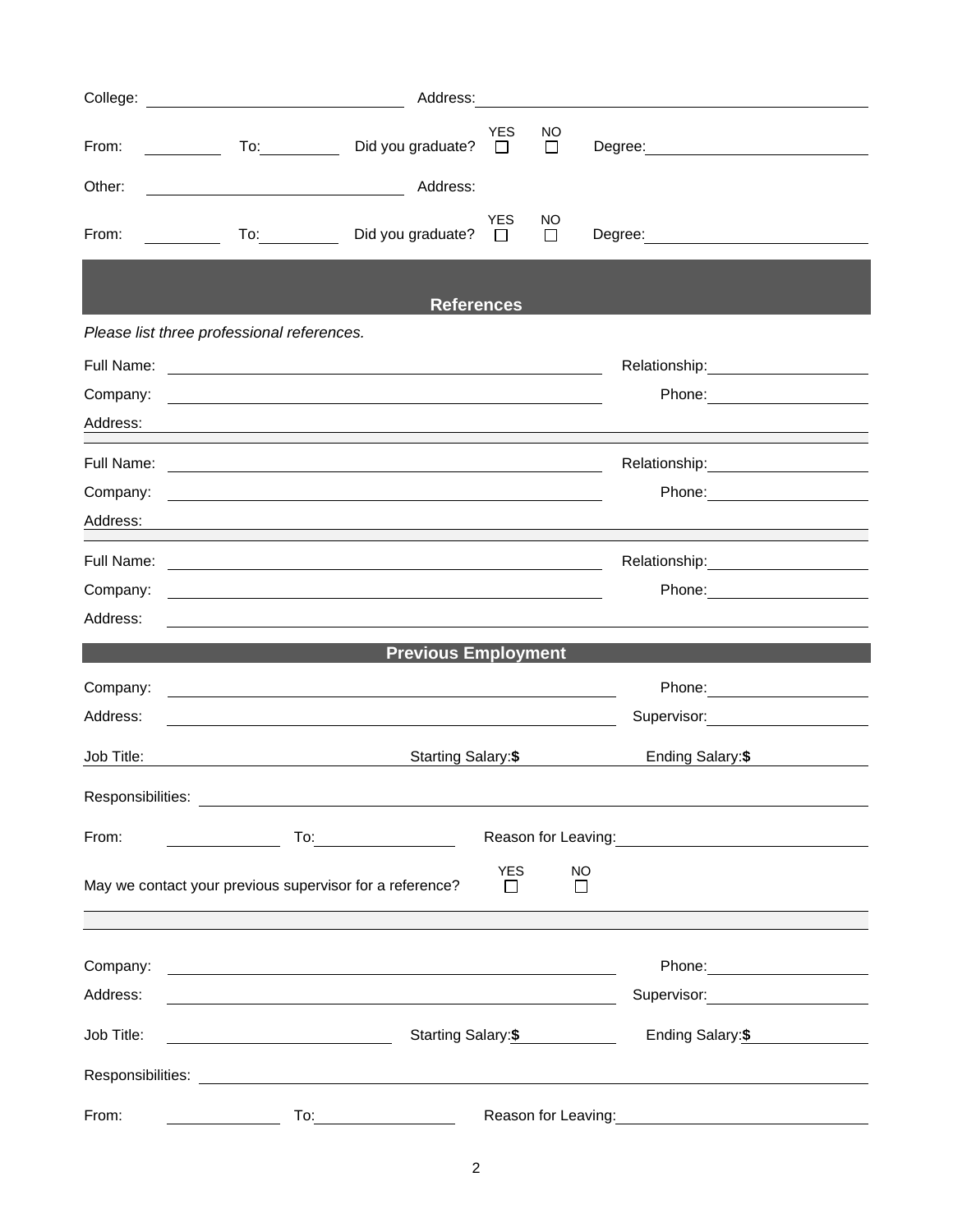College: ______________________________ Address: ______________________________

From: __________ To: __________ Did you graduate? YES ☐ NO ☐ Degree: ______________________________

Other: ______________________________ Address:

From: __________ To: __________ Did you graduate? YES ☐ NO ☐ Degree: ______________________________

## References

*Please list three professional references.*

Full Name: ______________________________ Relationship: ______________________________

Company: ______________________________ Phone: ______________________________

Address: ______________________________

Full Name: ______________________________ Relationship: ______________________________

Company: ______________________________ Phone: ______________________________

Address: ______________________________

Full Name: ______________________________ Relationship: ______________________________

Company: ______________________________ Phone: ______________________________

Address: ______________________________

## Previous Employment

Company: ______________________________ Phone: ______________________________

Address: ______________________________ Supervisor: ______________________________

Job Title: ______________________________ Starting Salary:**$** __________ Ending Salary:**$** __________

Responsibilities: ______________________________

From: __________ To: __________ Reason for Leaving: ______________________________

May we contact your previous supervisor for a reference? YES ☐ NO ☐

Company: ______________________________ Phone: ______________________________

Address: ______________________________ Supervisor: ______________________________

Job Title: ______________________________ Starting Salary:**$** __________ Ending Salary:**$** __________

Responsibilities: ______________________________

From: __________ To: __________ Reason for Leaving: ______________________________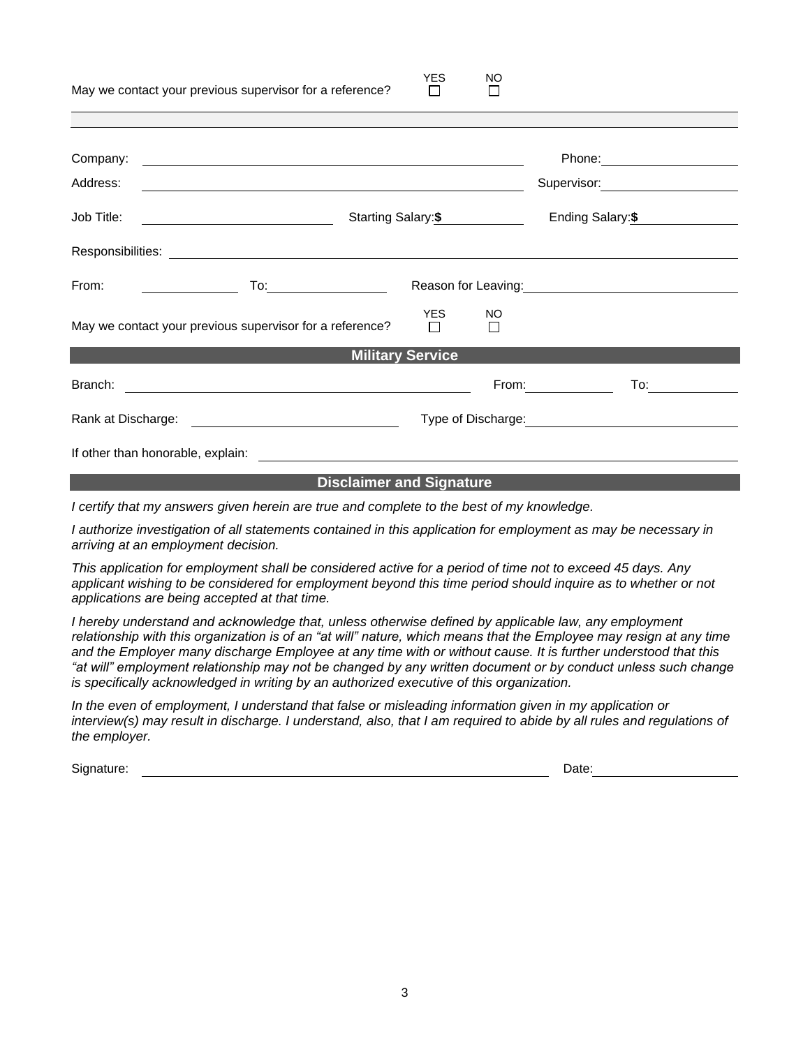May we contact your previous supervisor for a reference? YES ☐ NO ☐

Company: \_\_\_\_\_\_\_\_\_\_\_\_\_\_\_\_\_\_\_\_ Phone: \_\_\_\_\_\_\_\_\_\_\_\_\_\_\_\_\_\_\_\_

Address: \_\_\_\_\_\_\_\_\_\_\_\_\_\_\_\_\_\_\_\_ Supervisor: \_\_\_\_\_\_\_\_\_\_\_\_\_\_\_\_\_\_\_\_

Job Title: \_\_\_\_\_\_\_\_\_\_\_\_\_\_\_\_\_\_\_\_ Starting Salary:**$** \_\_\_\_\_\_\_\_\_\_ Ending Salary:**$** \_\_\_\_\_\_\_\_\_\_

Responsibilities: \_\_\_\_\_\_\_\_\_\_\_\_\_\_\_\_\_\_\_\_

From: \_\_\_\_\_\_\_\_\_\_ To: \_\_\_\_\_\_\_\_\_\_ Reason for Leaving: \_\_\_\_\_\_\_\_\_\_\_\_\_\_\_\_\_\_\_\_

May we contact your previous supervisor for a reference? YES ☐ NO ☐

## Military Service

Branch: \_\_\_\_\_\_\_\_\_\_\_\_\_\_\_\_\_\_\_\_ From: \_\_\_\_\_\_\_\_\_\_ To: \_\_\_\_\_\_\_\_\_\_

Rank at Discharge: \_\_\_\_\_\_\_\_\_\_\_\_\_\_\_\_\_\_\_\_ Type of Discharge: \_\_\_\_\_\_\_\_\_\_\_\_\_\_\_\_\_\_\_\_

If other than honorable, explain: \_\_\_\_\_\_\_\_\_\_\_\_\_\_\_\_\_\_\_\_

## Disclaimer and Signature

*I certify that my answers given herein are true and complete to the best of my knowledge.*

*I authorize investigation of all statements contained in this application for employment as may be necessary in arriving at an employment decision.*

*This application for employment shall be considered active for a period of time not to exceed 45 days. Any applicant wishing to be considered for employment beyond this time period should inquire as to whether or not applications are being accepted at that time.*

*I hereby understand and acknowledge that, unless otherwise defined by applicable law, any employment relationship with this organization is of an "at will" nature, which means that the Employee may resign at any time and the Employer many discharge Employee at any time with or without cause. It is further understood that this "at will" employment relationship may not be changed by any written document or by conduct unless such change is specifically acknowledged in writing by an authorized executive of this organization.*

*In the even of employment, I understand that false or misleading information given in my application or interview(s) may result in discharge. I understand, also, that I am required to abide by all rules and regulations of the employer.*

Signature: \_\_\_\_\_\_\_\_\_\_\_\_\_\_\_\_\_\_\_\_ Date: \_\_\_\_\_\_\_\_\_\_\_\_\_\_\_\_\_\_\_\_